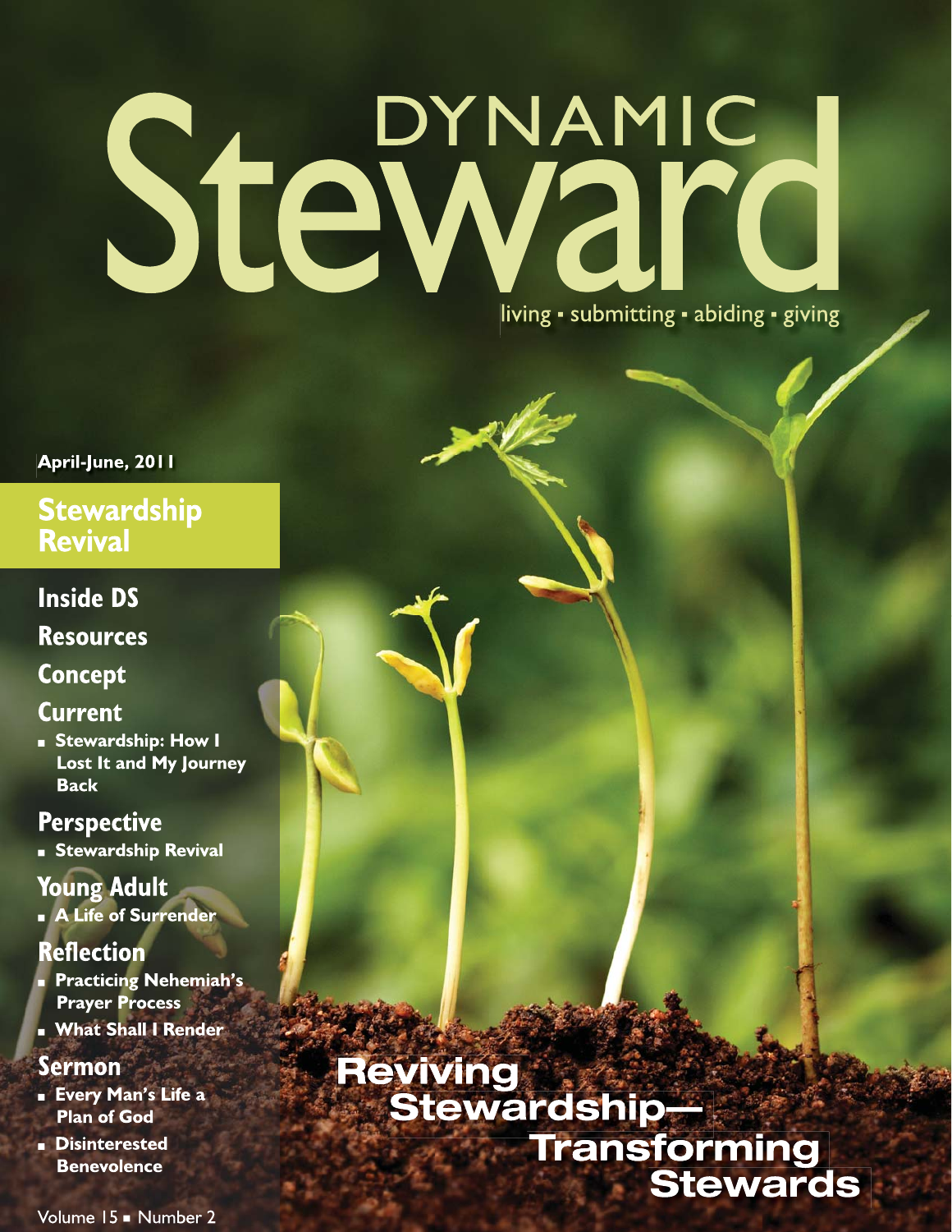# DYNAMIC Steward

living ▪ submitting ▪ abiding ▪ giving

**April-June, 2011**

## Stewardship Revival

## Inside DS

## Resources

## Concept

## Current

- **Stewardship: How I Lost It and My Journey Back**

## Perspective

- **Stewardship Revival**

## Young Adult

- **A Life of Surrender**

## Reflection

- **Practicing Nehemiah's Prayer Process**
- **What Shall I Render**

## Sermon

- **Every Man's Life a Plan of God**
- **Disinterested Benevolence**

# Reviving Stewardship—Transforming Stewards

Volume 15 ▪ Number 2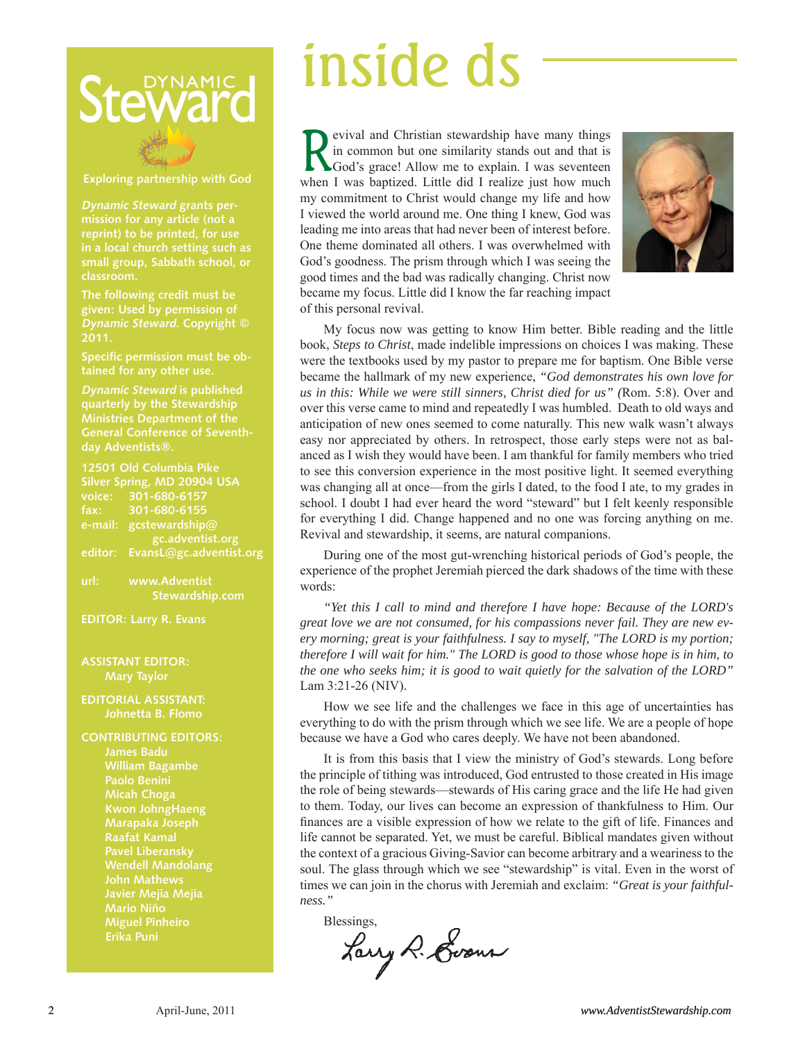# inside ds

Revival and Christian stewardship have many things in common but one similarity stands out and that is God's grace! Allow me to explain. I was seventeen when I was baptized. Little did I realize just how much my commitment to Christ would change my life and how I viewed the world around me. One thing I knew, God was leading me into areas that had never been of interest before. One theme dominated all others. I was overwhelmed with God's goodness. The prism through which I was seeing the good times and the bad was radically changing. Christ now became my focus. Little did I know the far reaching impact of this personal revival.

My focus now was getting to know Him better. Bible reading and the little book, *Steps to Christ*, made indelible impressions on choices I was making. These were the textbooks used by my pastor to prepare me for baptism. One Bible verse became the hallmark of my new experience, *"God demonstrates his own love for us in this: While we were still sinners, Christ died for us" (*Rom. 5:8). Over and over this verse came to mind and repeatedly I was humbled. Death to old ways and anticipation of new ones seemed to come naturally. This new walk wasn't always easy nor appreciated by others. In retrospect, those early steps were not as balanced as I wish they would have been. I am thankful for family members who tried to see this conversion experience in the most positive light. It seemed everything was changing all at once—from the girls I dated, to the food I ate, to my grades in school. I doubt I had ever heard the word "steward" but I felt keenly responsible for everything I did. Change happened and no one was forcing anything on me. Revival and stewardship, it seems, are natural companions.

During one of the most gut-wrenching historical periods of God's people, the experience of the prophet Jeremiah pierced the dark shadows of the time with these words:

*"Yet this I call to mind and therefore I have hope: Because of the LORD's great love we are not consumed, for his compassions never fail. They are new every morning; great is your faithfulness. I say to myself, "The LORD is my portion; therefore I will wait for him." The LORD is good to those whose hope is in him, to the one who seeks him; it is good to wait quietly for the salvation of the LORD"* Lam 3:21-26 (NIV).

How we see life and the challenges we face in this age of uncertainties has everything to do with the prism through which we see life. We are a people of hope because we have a God who cares deeply. We have not been abandoned.

It is from this basis that I view the ministry of God's stewards. Long before the principle of tithing was introduced, God entrusted to those created in His image the role of being stewards—stewards of His caring grace and the life He had given to them. Today, our lives can become an expression of thankfulness to Him. Our finances are a visible expression of how we relate to the gift of life. Finances and life cannot be separated. Yet, we must be careful. Biblical mandates given without the context of a gracious Giving-Savior can become arbitrary and a weariness to the soul. The glass through which we see "stewardship" is vital. Even in the worst of times we can join in the chorus with Jeremiah and exclaim: *"Great is your faithfulness."*

Blessings,

Larry R. Evans

---

**Dynamic Steward**

**Exploring partnership with God**

*Dynamic Steward* grants permission for any article (not a reprint) to be printed, for use in a local church setting such as small group, Sabbath school, or classroom.

The following credit must be given: Used by permission of *Dynamic Steward.* Copyright © 2011.

Specific permission must be obtained for any other use.

*Dynamic Steward* is published quarterly by the Stewardship Ministries Department of the General Conference of Seventh-day Adventists®.

12501 Old Columbia Pike
Silver Spring, MD 20904 USA
voice: 301-680-6157
fax: 301-680-6155
e-mail: gcstewardship@gc.adventist.org
editor: EvansL@gc.adventist.org

url: www.AdventistStewardship.com

EDITOR: Larry R. Evans

ASSISTANT EDITOR: Mary Taylor

EDITORIAL ASSISTANT: Johnetta B. Flomo

CONTRIBUTING EDITORS:
James Badu
William Bagambe
Paolo Benini
Micah Choga
Kwon JohngHaeng
Marapaka Joseph
Raafat Kamal
Pavel Liberansky
Wendell Mandolang
John Mathews
Javier Mejia Mejia
Mario Niño
Miguel Pinheiro
Erika Puni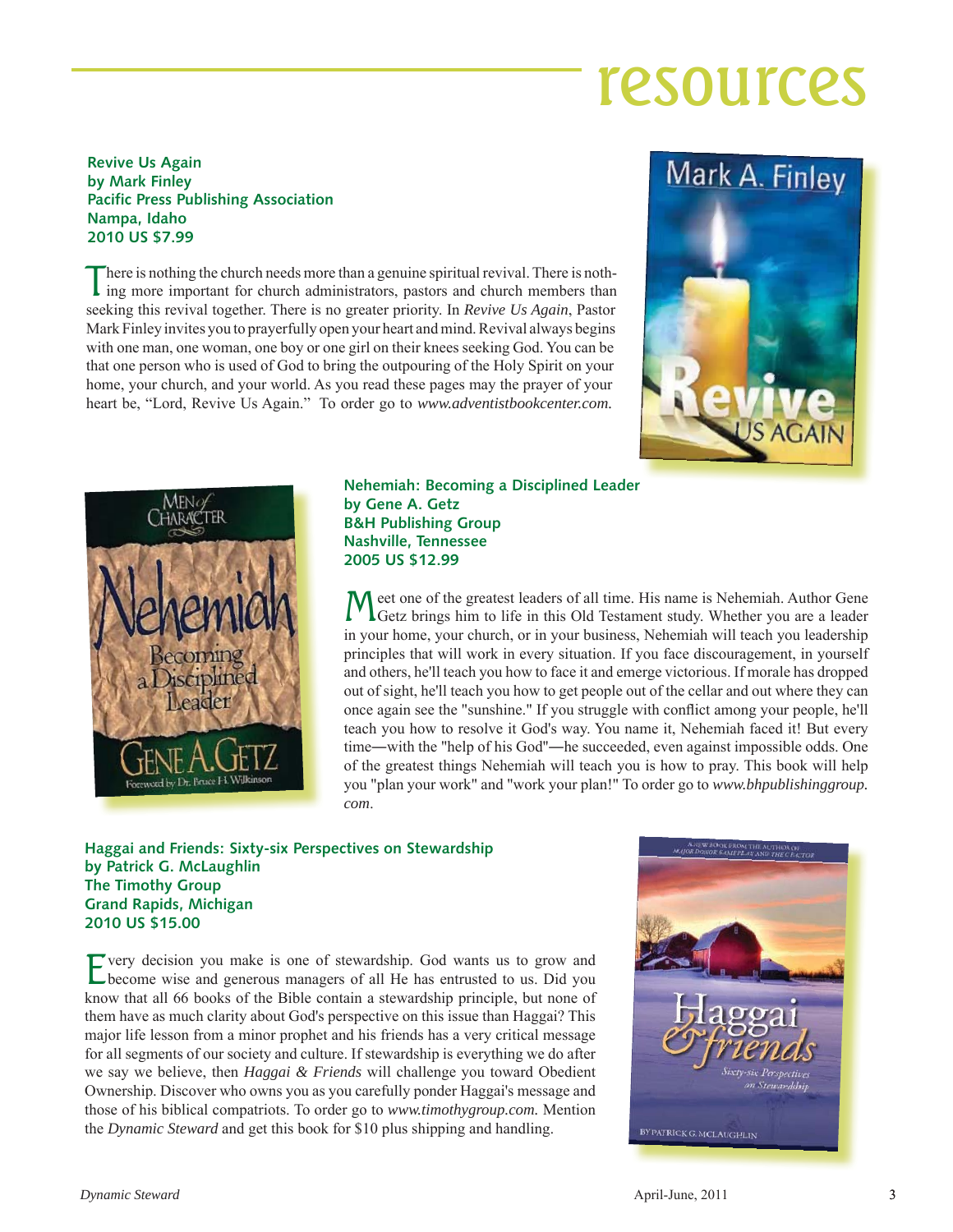# resources

**Revive Us Again**
**by Mark Finley**
**Pacific Press Publishing Association**
**Nampa, Idaho**
**2010 US $7.99**

There is nothing the church needs more than a genuine spiritual revival. There is nothing more important for church administrators, pastors and church members than seeking this revival together. There is no greater priority. In *Revive Us Again*, Pastor Mark Finley invites you to prayerfully open your heart and mind. Revival always begins with one man, one woman, one boy or one girl on their knees seeking God. You can be that one person who is used of God to bring the outpouring of the Holy Spirit on your home, your church, and your world. As you read these pages may the prayer of your heart be, "Lord, Revive Us Again." To order go to *www.adventistbookcenter.com.*

**Nehemiah: Becoming a Disciplined Leader**
**by Gene A. Getz**
**B&H Publishing Group**
**Nashville, Tennessee**
**2005 US $12.99**

Meet one of the greatest leaders of all time. His name is Nehemiah. Author Gene Getz brings him to life in this Old Testament study. Whether you are a leader in your home, your church, or in your business, Nehemiah will teach you leadership principles that will work in every situation. If you face discouragement, in yourself and others, he'll teach you how to face it and emerge victorious. If morale has dropped out of sight, he'll teach you how to get people out of the cellar and out where they can once again see the "sunshine." If you struggle with conflict among your people, he'll teach you how to resolve it God's way. You name it, Nehemiah faced it! But every time—with the "help of his God"—he succeeded, even against impossible odds. One of the greatest things Nehemiah will teach you is how to pray. This book will help you "plan your work" and "work your plan!" To order go to *www.bhpublishinggroup.com*.

**Haggai and Friends: Sixty-six Perspectives on Stewardship**
**by Patrick G. McLaughlin**
**The Timothy Group**
**Grand Rapids, Michigan**
**2010 US $15.00**

Every decision you make is one of stewardship. God wants us to grow and become wise and generous managers of all He has entrusted to us. Did you know that all 66 books of the Bible contain a stewardship principle, but none of them have as much clarity about God's perspective on this issue than Haggai? This major life lesson from a minor prophet and his friends has a very critical message for all segments of our society and culture. If stewardship is everything we do after we say we believe, then *Haggai & Friends* will challenge you toward Obedient Ownership. Discover who owns you as you carefully ponder Haggai's message and those of his biblical compatriots. To order go to *www.timothygroup.com.* Mention the *Dynamic Steward* and get this book for $10 plus shipping and handling.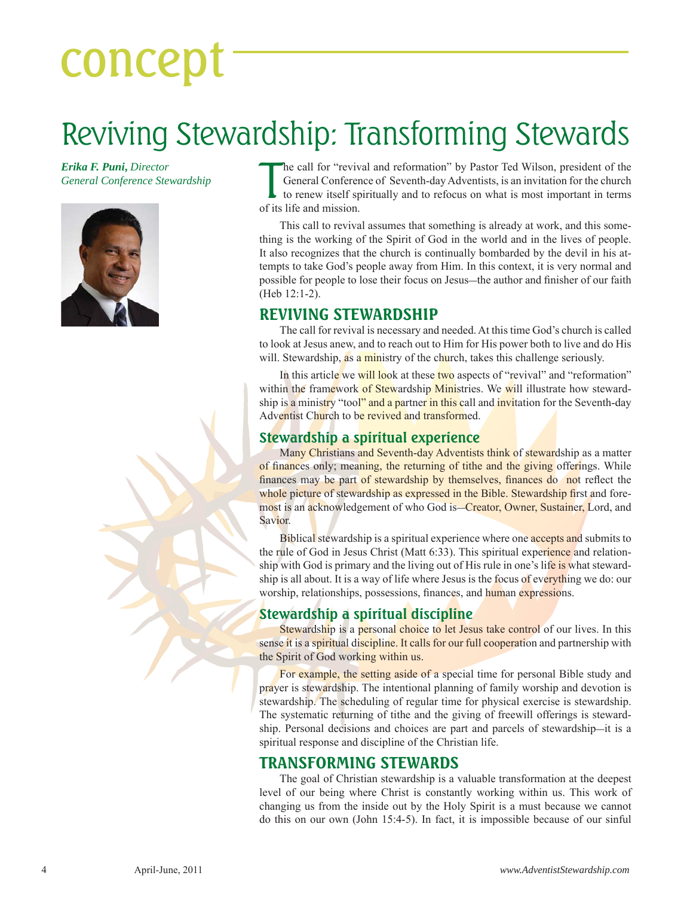# concept

## Reviving Stewardship: Transforming Stewards

***Erika F. Puni,*** *Director*
*General Conference Stewardship*

The call for "revival and reformation" by Pastor Ted Wilson, president of the General Conference of Seventh-day Adventists, is an invitation for the church to renew itself spiritually and to refocus on what is most important in terms of its life and mission.

This call to revival assumes that something is already at work, and this something is the working of the Spirit of God in the world and in the lives of people. It also recognizes that the church is continually bombarded by the devil in his attempts to take God's people away from Him. In this context, it is very normal and possible for people to lose their focus on Jesus—the author and finisher of our faith (Heb 12:1-2).

### REVIVING STEWARDSHIP

The call for revival is necessary and needed. At this time God's church is called to look at Jesus anew, and to reach out to Him for His power both to live and do His will. Stewardship, as a ministry of the church, takes this challenge seriously.

In this article we will look at these two aspects of "revival" and "reformation" within the framework of Stewardship Ministries. We will illustrate how stewardship is a ministry "tool" and a partner in this call and invitation for the Seventh-day Adventist Church to be revived and transformed.

#### Stewardship a spiritual experience

Many Christians and Seventh-day Adventists think of stewardship as a matter of finances only; meaning, the returning of tithe and the giving offerings. While finances may be part of stewardship by themselves, finances do not reflect the whole picture of stewardship as expressed in the Bible. Stewardship first and foremost is an acknowledgement of who God is—Creator, Owner, Sustainer, Lord, and Savior.

Biblical stewardship is a spiritual experience where one accepts and submits to the rule of God in Jesus Christ (Matt 6:33). This spiritual experience and relationship with God is primary and the living out of His rule in one's life is what stewardship is all about. It is a way of life where Jesus is the focus of everything we do: our worship, relationships, possessions, finances, and human expressions.

#### Stewardship a spiritual discipline

Stewardship is a personal choice to let Jesus take control of our lives. In this sense it is a spiritual discipline. It calls for our full cooperation and partnership with the Spirit of God working within us.

For example, the setting aside of a special time for personal Bible study and prayer is stewardship. The intentional planning of family worship and devotion is stewardship. The scheduling of regular time for physical exercise is stewardship. The systematic returning of tithe and the giving of freewill offerings is stewardship. Personal decisions and choices are part and parcels of stewardship—it is a spiritual response and discipline of the Christian life.

### TRANSFORMING STEWARDS

The goal of Christian stewardship is a valuable transformation at the deepest level of our being where Christ is constantly working within us. This work of changing us from the inside out by the Holy Spirit is a must because we cannot do this on our own (John 15:4-5). In fact, it is impossible because of our sinful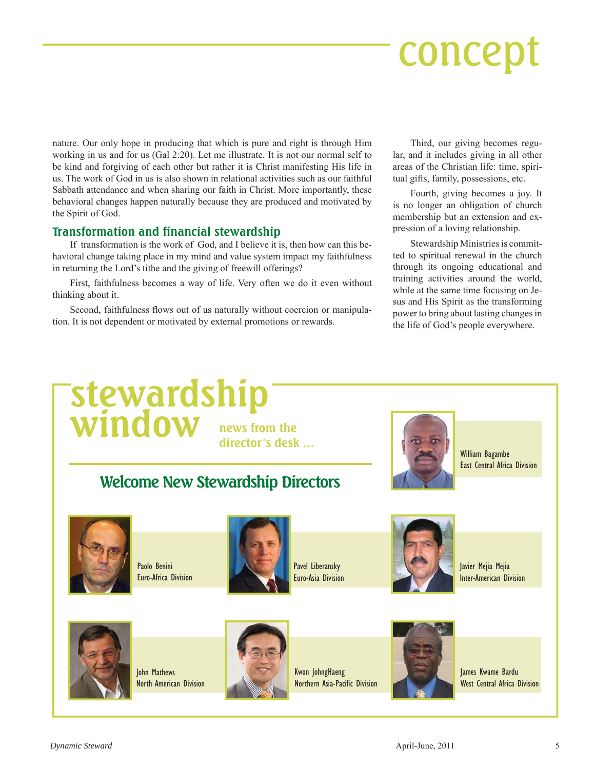nature. Our only hope in producing that which is pure and right is through Him working in us and for us (Gal 2:20). Let me illustrate. It is not our normal self to be kind and forgiving of each other but rather it is Christ manifesting His life in us. The work of God in us is also shown in relational activities such as our faithful Sabbath attendance and when sharing our faith in Christ. More importantly, these behavioral changes happen naturally because they are produced and motivated by the Spirit of God.

## Transformation and financial stewardship

If transformation is the work of God, and I believe it is, then how can this behavioral change taking place in my mind and value system impact my faithfulness in returning the Lord's tithe and the giving of freewill offerings?

First, faithfulness becomes a way of life. Very often we do it even without thinking about it.

Second, faithfulness flows out of us naturally without coercion or manipulation. It is not dependent or motivated by external promotions or rewards.

Third, our giving becomes regular, and it includes giving in all other areas of the Christian life: time, spiritual gifts, family, possessions, etc.

Fourth, giving becomes a joy. It is no longer an obligation of church membership but an extension and expression of a loving relationship.

Stewardship Ministries is committed to spiritual renewal in the church through its ongoing educational and training activities around the world, while at the same time focusing on Jesus and His Spirit as the transforming power to bring about lasting changes in the life of God's people everywhere.

# stewardship window

**news from the director's desk ...**

## Welcome New Stewardship Directors

William Bagambe
East Central Africa Division

Paolo Benini
Euro-Africa Division

Pavel Liberansky
Euro-Asia Division

Javier Mejia Mejia
Inter-American Division

John Mathews
North American Division

Kwon JohngHaeng
Northern Asia-Pacific Division

James Kwame Bardu
West Central Africa Division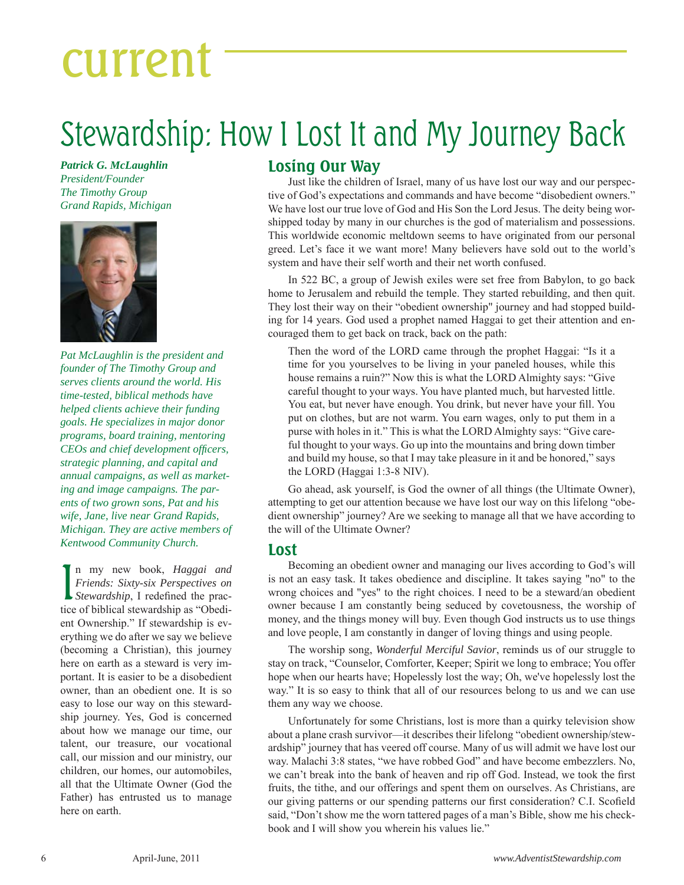current

# Stewardship: How I Lost It and My Journey Back

***Patrick G. McLaughlin***
*President/Founder*
*The Timothy Group*
*Grand Rapids, Michigan*

*Pat McLaughlin is the president and founder of The Timothy Group and serves clients around the world. His time-tested, biblical methods have helped clients achieve their funding goals. He specializes in major donor programs, board training, mentoring CEOs and chief development officers, strategic planning, and capital and annual campaigns, as well as marketing and image campaigns. The parents of two grown sons, Pat and his wife, Jane, live near Grand Rapids, Michigan. They are active members of Kentwood Community Church.*

In my new book, *Haggai and Friends: Sixty-six Perspectives on Stewardship*, I redefined the practice of biblical stewardship as "Obedient Ownership." If stewardship is everything we do after we say we believe (becoming a Christian), this journey here on earth as a steward is very important. It is easier to be a disobedient owner, than an obedient one. It is so easy to lose our way on this stewardship journey. Yes, God is concerned about how we manage our time, our talent, our treasure, our vocational call, our mission and our ministry, our children, our homes, our automobiles, all that the Ultimate Owner (God the Father) has entrusted us to manage here on earth.

## Losing Our Way

Just like the children of Israel, many of us have lost our way and our perspective of God's expectations and commands and have become "disobedient owners." We have lost our true love of God and His Son the Lord Jesus. The deity being worshipped today by many in our churches is the god of materialism and possessions. This worldwide economic meltdown seems to have originated from our personal greed. Let's face it we want more! Many believers have sold out to the world's system and have their self worth and their net worth confused.

In 522 BC, a group of Jewish exiles were set free from Babylon, to go back home to Jerusalem and rebuild the temple. They started rebuilding, and then quit. They lost their way on their "obedient ownership" journey and had stopped building for 14 years. God used a prophet named Haggai to get their attention and encouraged them to get back on track, back on the path:

> Then the word of the LORD came through the prophet Haggai: "Is it a time for you yourselves to be living in your paneled houses, while this house remains a ruin?" Now this is what the LORD Almighty says: "Give careful thought to your ways. You have planted much, but harvested little. You eat, but never have enough. You drink, but never have your fill. You put on clothes, but are not warm. You earn wages, only to put them in a purse with holes in it." This is what the LORD Almighty says: "Give careful thought to your ways. Go up into the mountains and bring down timber and build my house, so that I may take pleasure in it and be honored," says the LORD (Haggai 1:3-8 NIV).

Go ahead, ask yourself, is God the owner of all things (the Ultimate Owner), attempting to get our attention because we have lost our way on this lifelong "obedient ownership" journey? Are we seeking to manage all that we have according to the will of the Ultimate Owner?

## Lost

Becoming an obedient owner and managing our lives according to God's will is not an easy task. It takes obedience and discipline. It takes saying "no" to the wrong choices and "yes" to the right choices. I need to be a steward/an obedient owner because I am constantly being seduced by covetousness, the worship of money, and the things money will buy. Even though God instructs us to use things and love people, I am constantly in danger of loving things and using people.

The worship song, *Wonderful Merciful Savior*, reminds us of our struggle to stay on track, "Counselor, Comforter, Keeper; Spirit we long to embrace; You offer hope when our hearts have; Hopelessly lost the way; Oh, we've hopelessly lost the way." It is so easy to think that all of our resources belong to us and we can use them any way we choose.

Unfortunately for some Christians, lost is more than a quirky television show about a plane crash survivor—it describes their lifelong "obedient ownership/stewardship" journey that has veered off course. Many of us will admit we have lost our way. Malachi 3:8 states, "we have robbed God" and have become embezzlers. No, we can't break into the bank of heaven and rip off God. Instead, we took the first fruits, the tithe, and our offerings and spent them on ourselves. As Christians, are our giving patterns or our spending patterns our first consideration? C.I. Scofield said, "Don't show me the worn tattered pages of a man's Bible, show me his checkbook and I will show you wherein his values lie."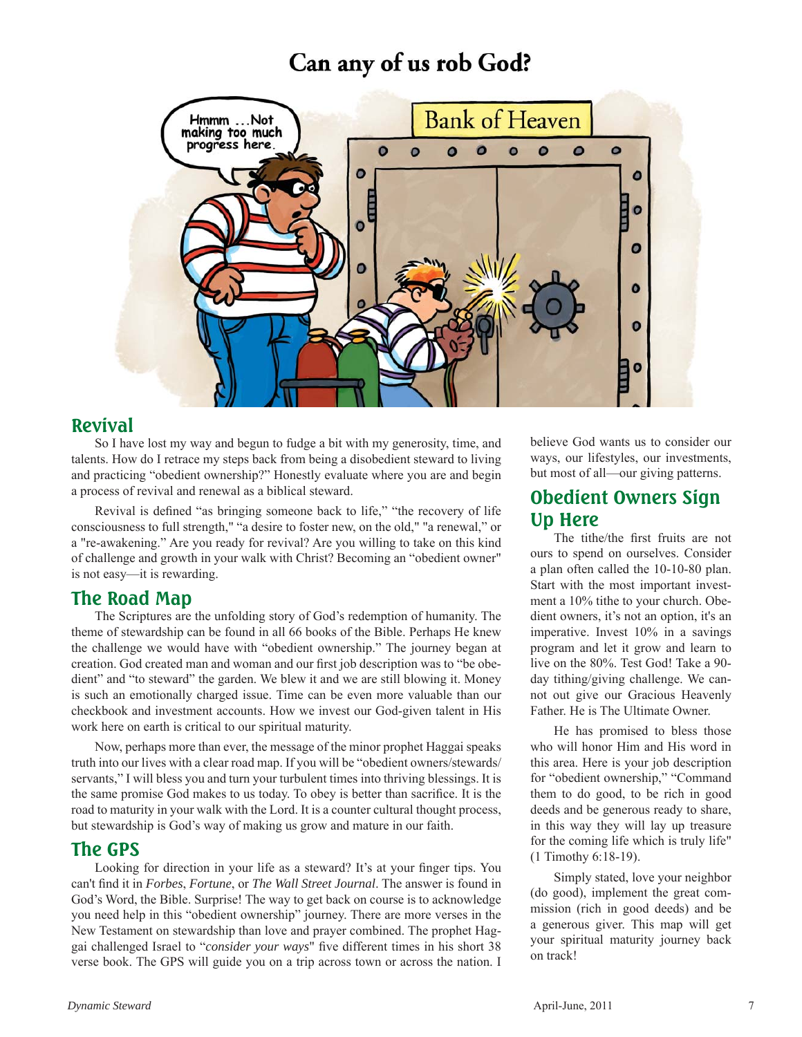# Can any of us rob God?

## Revival

So I have lost my way and begun to fudge a bit with my generosity, time, and talents. How do I retrace my steps back from being a disobedient steward to living and practicing "obedient ownership?" Honestly evaluate where you are and begin a process of revival and renewal as a biblical steward.

Revival is defined "as bringing someone back to life," "the recovery of life consciousness to full strength," "a desire to foster new, on the old," "a renewal," or a "re-awakening." Are you ready for revival? Are you willing to take on this kind of challenge and growth in your walk with Christ? Becoming an "obedient owner" is not easy—it is rewarding.

## The Road Map

The Scriptures are the unfolding story of God's redemption of humanity. The theme of stewardship can be found in all 66 books of the Bible. Perhaps He knew the challenge we would have with "obedient ownership." The journey began at creation. God created man and woman and our first job description was to "be obedient" and "to steward" the garden. We blew it and we are still blowing it. Money is such an emotionally charged issue. Time can be even more valuable than our checkbook and investment accounts. How we invest our God-given talent in His work here on earth is critical to our spiritual maturity.

Now, perhaps more than ever, the message of the minor prophet Haggai speaks truth into our lives with a clear road map. If you will be "obedient owners/stewards/servants," I will bless you and turn your turbulent times into thriving blessings. It is the same promise God makes to us today. To obey is better than sacrifice. It is the road to maturity in your walk with the Lord. It is a counter cultural thought process, but stewardship is God's way of making us grow and mature in our faith.

## The GPS

Looking for direction in your life as a steward? It's at your finger tips. You can't find it in *Forbes*, *Fortune*, or *The Wall Street Journal*. The answer is found in God's Word, the Bible. Surprise! The way to get back on course is to acknowledge you need help in this "obedient ownership" journey. There are more verses in the New Testament on stewardship than love and prayer combined. The prophet Haggai challenged Israel to "*consider your ways*" five different times in his short 38 verse book. The GPS will guide you on a trip across town or across the nation. I believe God wants us to consider our ways, our lifestyles, our investments, but most of all—our giving patterns.

## Obedient Owners Sign Up Here

The tithe/the first fruits are not ours to spend on ourselves. Consider a plan often called the 10-10-80 plan. Start with the most important investment a 10% tithe to your church. Obedient owners, it's not an option, it's an imperative. Invest 10% in a savings program and let it grow and learn to live on the 80%. Test God! Take a 90-day tithing/giving challenge. We cannot out give our Gracious Heavenly Father. He is The Ultimate Owner.

He has promised to bless those who will honor Him and His word in this area. Here is your job description for "obedient ownership," "Command them to do good, to be rich in good deeds and be generous ready to share, in this way they will lay up treasure for the coming life which is truly life" (1 Timothy 6:18-19).

Simply stated, love your neighbor (do good), implement the great commission (rich in good deeds) and be a generous giver. This map will get your spiritual maturity journey back on track!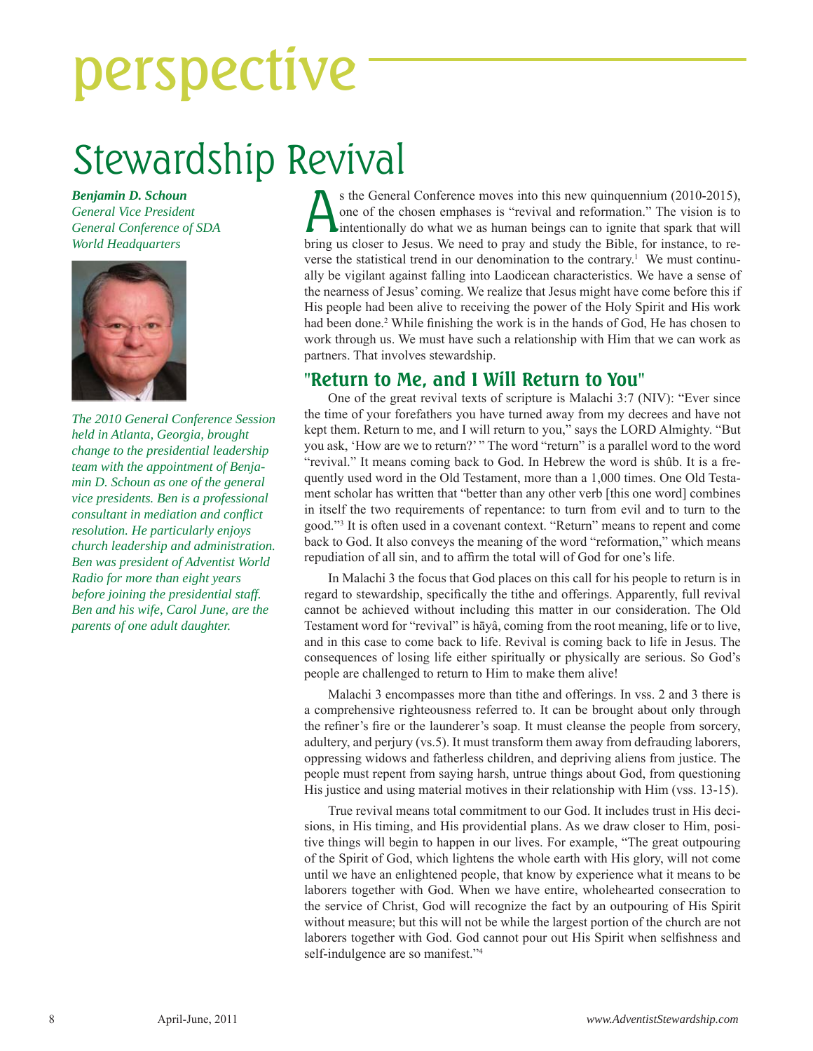# perspective

## Stewardship Revival

***Benjamin D. Schoun***
*General Vice President*
*General Conference of SDA*
*World Headquarters*

*The 2010 General Conference Session held in Atlanta, Georgia, brought change to the presidential leadership team with the appointment of Benjamin D. Schoun as one of the general vice presidents. Ben is a professional consultant in mediation and conflict resolution. He particularly enjoys church leadership and administration. Ben was president of Adventist World Radio for more than eight years before joining the presidential staff. Ben and his wife, Carol June, are the parents of one adult daughter.*

As the General Conference moves into this new quinquennium (2010-2015), one of the chosen emphases is "revival and reformation." The vision is to intentionally do what we as human beings can to ignite that spark that will bring us closer to Jesus. We need to pray and study the Bible, for instance, to reverse the statistical trend in our denomination to the contrary.[1] We must continually be vigilant against falling into Laodicean characteristics. We have a sense of the nearness of Jesus' coming. We realize that Jesus might have come before this if His people had been alive to receiving the power of the Holy Spirit and His work had been done.[2] While finishing the work is in the hands of God, He has chosen to work through us. We must have such a relationship with Him that we can work as partners. That involves stewardship.

### "Return to Me, and I Will Return to You"

One of the great revival texts of scripture is Malachi 3:7 (NIV): "Ever since the time of your forefathers you have turned away from my decrees and have not kept them. Return to me, and I will return to you," says the LORD Almighty. "But you ask, 'How are we to return?' " The word "return" is a parallel word to the word "revival." It means coming back to God. In Hebrew the word is shûb. It is a frequently used word in the Old Testament, more than a 1,000 times. One Old Testament scholar has written that "better than any other verb [this one word] combines in itself the two requirements of repentance: to turn from evil and to turn to the good."[3] It is often used in a covenant context. "Return" means to repent and come back to God. It also conveys the meaning of the word "reformation," which means repudiation of all sin, and to affirm the total will of God for one's life.

In Malachi 3 the focus that God places on this call for his people to return is in regard to stewardship, specifically the tithe and offerings. Apparently, full revival cannot be achieved without including this matter in our consideration. The Old Testament word for "revival" is hāyâ, coming from the root meaning, life or to live, and in this case to come back to life. Revival is coming back to life in Jesus. The consequences of losing life either spiritually or physically are serious. So God's people are challenged to return to Him to make them alive!

Malachi 3 encompasses more than tithe and offerings. In vss. 2 and 3 there is a comprehensive righteousness referred to. It can be brought about only through the refiner's fire or the launderer's soap. It must cleanse the people from sorcery, adultery, and perjury (vs.5). It must transform them away from defrauding laborers, oppressing widows and fatherless children, and depriving aliens from justice. The people must repent from saying harsh, untrue things about God, from questioning His justice and using material motives in their relationship with Him (vss. 13-15).

True revival means total commitment to our God. It includes trust in His decisions, in His timing, and His providential plans. As we draw closer to Him, positive things will begin to happen in our lives. For example, "The great outpouring of the Spirit of God, which lightens the whole earth with His glory, will not come until we have an enlightened people, that know by experience what it means to be laborers together with God. When we have entire, wholehearted consecration to the service of Christ, God will recognize the fact by an outpouring of His Spirit without measure; but this will not be while the largest portion of the church are not laborers together with God. God cannot pour out His Spirit when selfishness and self-indulgence are so manifest."[4]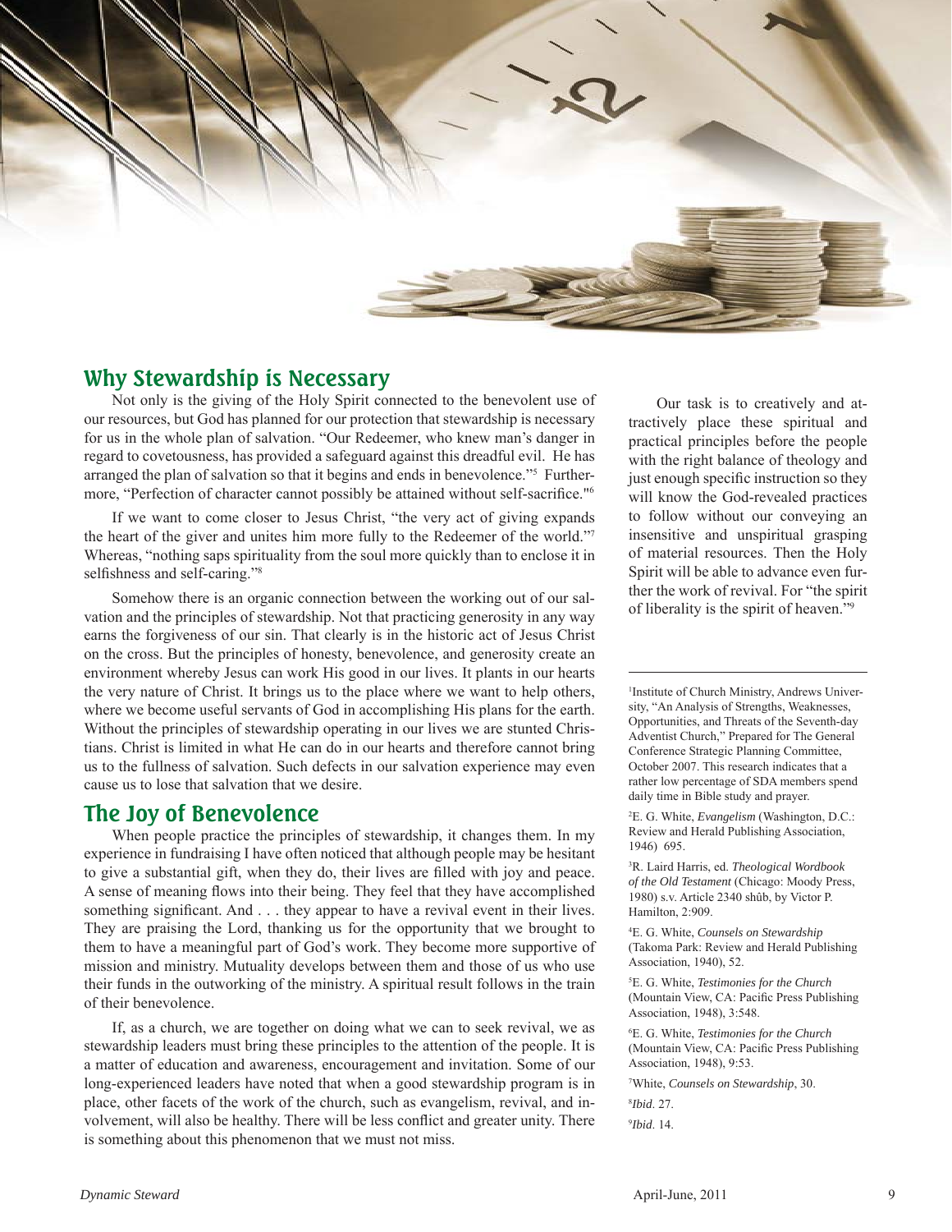## Why Stewardship is Necessary

Not only is the giving of the Holy Spirit connected to the benevolent use of our resources, but God has planned for our protection that stewardship is necessary for us in the whole plan of salvation. "Our Redeemer, who knew man's danger in regard to covetousness, has provided a safeguard against this dreadful evil. He has arranged the plan of salvation so that it begins and ends in benevolence."[5] Furthermore, "Perfection of character cannot possibly be attained without self-sacrifice."[6]

If we want to come closer to Jesus Christ, "the very act of giving expands the heart of the giver and unites him more fully to the Redeemer of the world."[7] Whereas, "nothing saps spirituality from the soul more quickly than to enclose it in selfishness and self-caring."[8]

Somehow there is an organic connection between the working out of our salvation and the principles of stewardship. Not that practicing generosity in any way earns the forgiveness of our sin. That clearly is in the historic act of Jesus Christ on the cross. But the principles of honesty, benevolence, and generosity create an environment whereby Jesus can work His good in our lives. It plants in our hearts the very nature of Christ. It brings us to the place where we want to help others, where we become useful servants of God in accomplishing His plans for the earth. Without the principles of stewardship operating in our lives we are stunted Christians. Christ is limited in what He can do in our hearts and therefore cannot bring us to the fullness of salvation. Such defects in our salvation experience may even cause us to lose that salvation that we desire.

## The Joy of Benevolence

When people practice the principles of stewardship, it changes them. In my experience in fundraising I have often noticed that although people may be hesitant to give a substantial gift, when they do, their lives are filled with joy and peace. A sense of meaning flows into their being. They feel that they have accomplished something significant. And . . . they appear to have a revival event in their lives. They are praising the Lord, thanking us for the opportunity that we brought to them to have a meaningful part of God's work. They become more supportive of mission and ministry. Mutuality develops between them and those of us who use their funds in the outworking of the ministry. A spiritual result follows in the train of their benevolence.

If, as a church, we are together on doing what we can to seek revival, we as stewardship leaders must bring these principles to the attention of the people. It is a matter of education and awareness, encouragement and invitation. Some of our long-experienced leaders have noted that when a good stewardship program is in place, other facets of the work of the church, such as evangelism, revival, and involvement, will also be healthy. There will be less conflict and greater unity. There is something about this phenomenon that we must not miss.

Our task is to creatively and attractively place these spiritual and practical principles before the people with the right balance of theology and just enough specific instruction so they will know the God-revealed practices to follow without our conveying an insensitive and unspiritual grasping of material resources. Then the Holy Spirit will be able to advance even further the work of revival. For "the spirit of liberality is the spirit of heaven."[9]

---

[1]Institute of Church Ministry, Andrews University, "An Analysis of Strengths, Weaknesses, Opportunities, and Threats of the Seventh-day Adventist Church," Prepared for The General Conference Strategic Planning Committee, October 2007. This research indicates that a rather low percentage of SDA members spend daily time in Bible study and prayer.

[2]E. G. White, *Evangelism* (Washington, D.C.: Review and Herald Publishing Association, 1946) 695.

[3]R. Laird Harris, ed. *Theological Wordbook of the Old Testament* (Chicago: Moody Press, 1980) s.v. Article 2340 shûb, by Victor P. Hamilton, 2:909.

[4]E. G. White, *Counsels on Stewardship* (Takoma Park: Review and Herald Publishing Association, 1940), 52.

[5]E. G. White, *Testimonies for the Church* (Mountain View, CA: Pacific Press Publishing Association, 1948), 3:548.

[6]E. G. White, *Testimonies for the Church* (Mountain View, CA: Pacific Press Publishing Association, 1948), 9:53.

[7]White, *Counsels on Stewardship*, 30.

[8]*Ibid*. 27.

[9]*Ibid*. 14.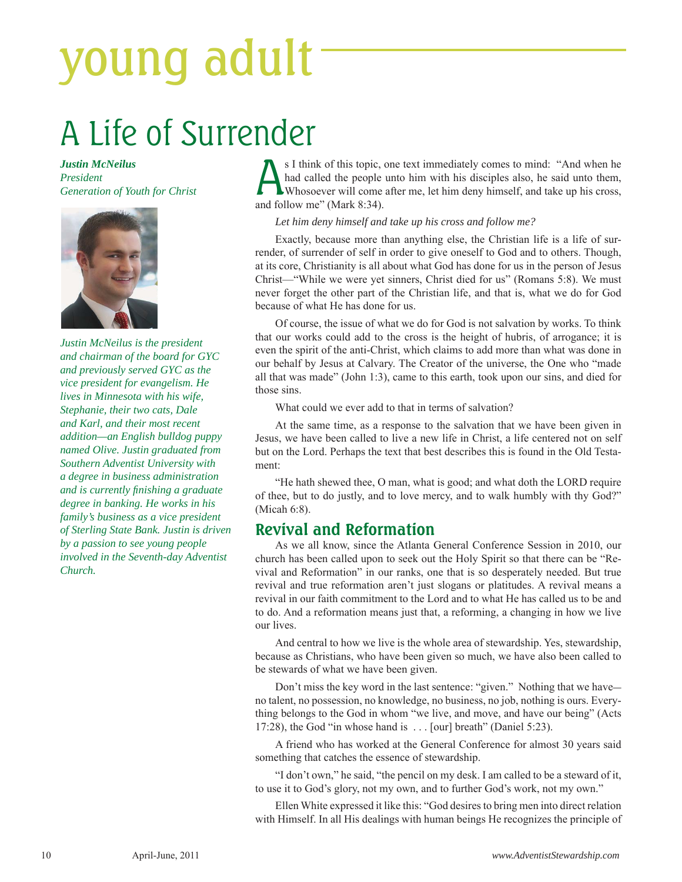# young adult

## A Life of Surrender

***Justin McNeilus***
*President*
*Generation of Youth for Christ*

*Justin McNeilus is the president and chairman of the board for GYC and previously served GYC as the vice president for evangelism. He lives in Minnesota with his wife, Stephanie, their two cats, Dale and Karl, and their most recent addition—an English bulldog puppy named Olive. Justin graduated from Southern Adventist University with a degree in business administration and is currently finishing a graduate degree in banking. He works in his family's business as a vice president of Sterling State Bank. Justin is driven by a passion to see young people involved in the Seventh-day Adventist Church.*

As I think of this topic, one text immediately comes to mind: "And when he had called the people unto him with his disciples also, he said unto them, Whosoever will come after me, let him deny himself, and take up his cross, and follow me" (Mark 8:34).

*Let him deny himself and take up his cross and follow me?*

Exactly, because more than anything else, the Christian life is a life of surrender, of surrender of self in order to give oneself to God and to others. Though, at its core, Christianity is all about what God has done for us in the person of Jesus Christ—"While we were yet sinners, Christ died for us" (Romans 5:8). We must never forget the other part of the Christian life, and that is, what we do for God because of what He has done for us.

Of course, the issue of what we do for God is not salvation by works. To think that our works could add to the cross is the height of hubris, of arrogance; it is even the spirit of the anti-Christ, which claims to add more than what was done in our behalf by Jesus at Calvary. The Creator of the universe, the One who "made all that was made" (John 1:3), came to this earth, took upon our sins, and died for those sins.

What could we ever add to that in terms of salvation?

At the same time, as a response to the salvation that we have been given in Jesus, we have been called to live a new life in Christ, a life centered not on self but on the Lord. Perhaps the text that best describes this is found in the Old Testament:

"He hath shewed thee, O man, what is good; and what doth the LORD require of thee, but to do justly, and to love mercy, and to walk humbly with thy God?" (Micah 6:8).

### Revival and Reformation

As we all know, since the Atlanta General Conference Session in 2010, our church has been called upon to seek out the Holy Spirit so that there can be "Revival and Reformation" in our ranks, one that is so desperately needed. But true revival and true reformation aren't just slogans or platitudes. A revival means a revival in our faith commitment to the Lord and to what He has called us to be and to do. And a reformation means just that, a reforming, a changing in how we live our lives.

And central to how we live is the whole area of stewardship. Yes, stewardship, because as Christians, who have been given so much, we have also been called to be stewards of what we have been given.

Don't miss the key word in the last sentence: "given." Nothing that we have—no talent, no possession, no knowledge, no business, no job, nothing is ours. Everything belongs to the God in whom "we live, and move, and have our being" (Acts 17:28), the God "in whose hand is . . . [our] breath" (Daniel 5:23).

A friend who has worked at the General Conference for almost 30 years said something that catches the essence of stewardship.

"I don't own," he said, "the pencil on my desk. I am called to be a steward of it, to use it to God's glory, not my own, and to further God's work, not my own."

Ellen White expressed it like this: "God desires to bring men into direct relation with Himself. In all His dealings with human beings He recognizes the principle of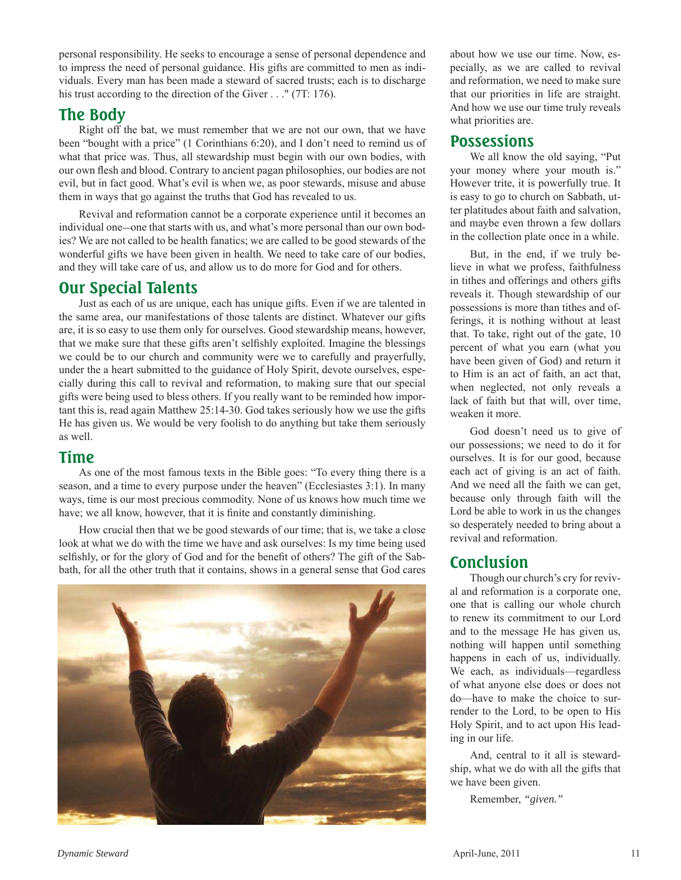personal responsibility. He seeks to encourage a sense of personal dependence and to impress the need of personal guidance. His gifts are committed to men as individuals. Every man has been made a steward of sacred trusts; each is to discharge his trust according to the direction of the Giver . . ." (7T: 176).

## The Body

Right off the bat, we must remember that we are not our own, that we have been "bought with a price" (1 Corinthians 6:20), and I don't need to remind us of what that price was. Thus, all stewardship must begin with our own bodies, with our own flesh and blood. Contrary to ancient pagan philosophies, our bodies are not evil, but in fact good. What's evil is when we, as poor stewards, misuse and abuse them in ways that go against the truths that God has revealed to us.

Revival and reformation cannot be a corporate experience until it becomes an individual one–one that starts with us, and what's more personal than our own bodies? We are not called to be health fanatics; we are called to be good stewards of the wonderful gifts we have been given in health. We need to take care of our bodies, and they will take care of us, and allow us to do more for God and for others.

## Our Special Talents

Just as each of us are unique, each has unique gifts. Even if we are talented in the same area, our manifestations of those talents are distinct. Whatever our gifts are, it is so easy to use them only for ourselves. Good stewardship means, however, that we make sure that these gifts aren't selfishly exploited. Imagine the blessings we could be to our church and community were we to carefully and prayerfully, under the a heart submitted to the guidance of Holy Spirit, devote ourselves, especially during this call to revival and reformation, to making sure that our special gifts were being used to bless others. If you really want to be reminded how important this is, read again Matthew 25:14-30. God takes seriously how we use the gifts He has given us. We would be very foolish to do anything but take them seriously as well.

## Time

As one of the most famous texts in the Bible goes: "To every thing there is a season, and a time to every purpose under the heaven" (Ecclesiastes 3:1). In many ways, time is our most precious commodity. None of us knows how much time we have; we all know, however, that it is finite and constantly diminishing.

How crucial then that we be good stewards of our time; that is, we take a close look at what we do with the time we have and ask ourselves: Is my time being used selfishly, or for the glory of God and for the benefit of others? The gift of the Sabbath, for all the other truth that it contains, shows in a general sense that God cares about how we use our time. Now, especially, as we are called to revival and reformation, we need to make sure that our priorities in life are straight. And how we use our time truly reveals what priorities are.

## Possessions

We all know the old saying, "Put your money where your mouth is." However trite, it is powerfully true. It is easy to go to church on Sabbath, utter platitudes about faith and salvation, and maybe even thrown a few dollars in the collection plate once in a while.

But, in the end, if we truly believe in what we profess, faithfulness in tithes and offerings and others gifts reveals it. Though stewardship of our possessions is more than tithes and offerings, it is nothing without at least that. To take, right out of the gate, 10 percent of what you earn (what you have been given of God) and return it to Him is an act of faith, an act that, when neglected, not only reveals a lack of faith but that will, over time, weaken it more.

God doesn't need us to give of our possessions; we need to do it for ourselves. It is for our good, because each act of giving is an act of faith. And we need all the faith we can get, because only through faith will the Lord be able to work in us the changes so desperately needed to bring about a revival and reformation.

## Conclusion

Though our church's cry for revival and reformation is a corporate one, one that is calling our whole church to renew its commitment to our Lord and to the message He has given us, nothing will happen until something happens in each of us, individually. We each, as individuals—regardless of what anyone else does or does not do—have to make the choice to surrender to the Lord, to be open to His Holy Spirit, and to act upon His leading in our life.

And, central to it all is stewardship, what we do with all the gifts that we have been given.

Remember, *"given."*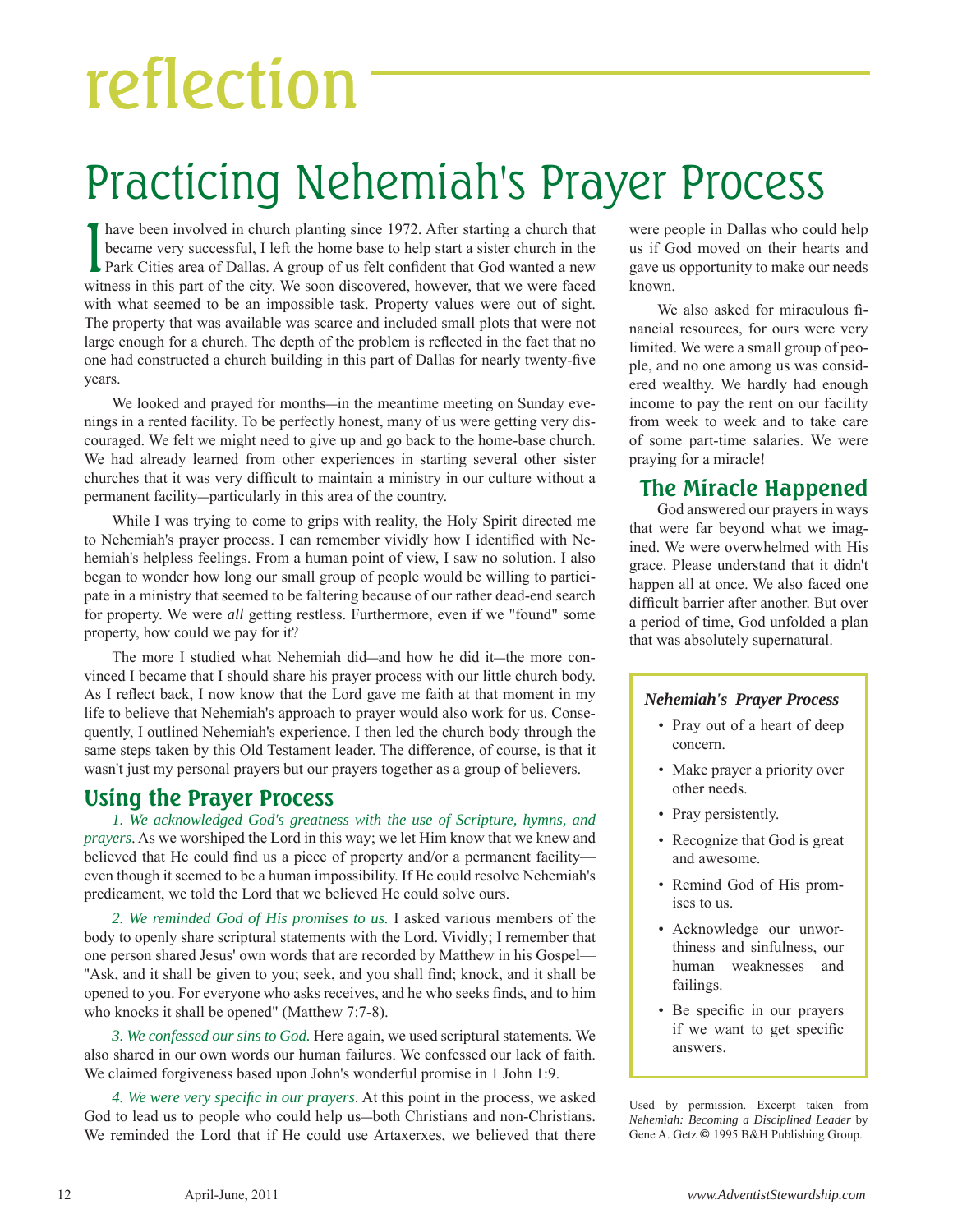# reflection

# Practicing Nehemiah's Prayer Process

I have been involved in church planting since 1972. After starting a church that became very successful, I left the home base to help start a sister church in the Park Cities area of Dallas. A group of us felt confident that God wanted a new witness in this part of the city. We soon discovered, however, that we were faced with what seemed to be an impossible task. Property values were out of sight. The property that was available was scarce and included small plots that were not large enough for a church. The depth of the problem is reflected in the fact that no one had constructed a church building in this part of Dallas for nearly twenty-five years.

We looked and prayed for months—in the meantime meeting on Sunday evenings in a rented facility. To be perfectly honest, many of us were getting very discouraged. We felt we might need to give up and go back to the home-base church. We had already learned from other experiences in starting several other sister churches that it was very difficult to maintain a ministry in our culture without a permanent facility—particularly in this area of the country.

While I was trying to come to grips with reality, the Holy Spirit directed me to Nehemiah's prayer process. I can remember vividly how I identified with Nehemiah's helpless feelings. From a human point of view, I saw no solution. I also began to wonder how long our small group of people would be willing to participate in a ministry that seemed to be faltering because of our rather dead-end search for property. We were *all* getting restless. Furthermore, even if we "found" some property, how could we pay for it?

The more I studied what Nehemiah did—and how he did it—the more convinced I became that I should share his prayer process with our little church body. As I reflect back, I now know that the Lord gave me faith at that moment in my life to believe that Nehemiah's approach to prayer would also work for us. Consequently, I outlined Nehemiah's experience. I then led the church body through the same steps taken by this Old Testament leader. The difference, of course, is that it wasn't just my personal prayers but our prayers together as a group of believers.

## Using the Prayer Process

*1. We acknowledged God's greatness with the use of Scripture, hymns, and prayers.* As we worshiped the Lord in this way; we let Him know that we knew and believed that He could find us a piece of property and/or a permanent facility—even though it seemed to be a human impossibility. If He could resolve Nehemiah's predicament, we told the Lord that we believed He could solve ours.

*2. We reminded God of His promises to us.* I asked various members of the body to openly share scriptural statements with the Lord. Vividly; I remember that one person shared Jesus' own words that are recorded by Matthew in his Gospel—"Ask, and it shall be given to you; seek, and you shall find; knock, and it shall be opened to you. For everyone who asks receives, and he who seeks finds, and to him who knocks it shall be opened" (Matthew 7:7-8).

*3. We confessed our sins to God.* Here again, we used scriptural statements. We also shared in our own words our human failures. We confessed our lack of faith. We claimed forgiveness based upon John's wonderful promise in 1 John 1:9.

*4. We were very specific in our prayers.* At this point in the process, we asked God to lead us to people who could help us—both Christians and non-Christians. We reminded the Lord that if He could use Artaxerxes, we believed that there were people in Dallas who could help us if God moved on their hearts and gave us opportunity to make our needs known.

We also asked for miraculous financial resources, for ours were very limited. We were a small group of people, and no one among us was considered wealthy. We hardly had enough income to pay the rent on our facility from week to week and to take care of some part-time salaries. We were praying for a miracle!

## The Miracle Happened

God answered our prayers in ways that were far beyond what we imagined. We were overwhelmed with His grace. Please understand that it didn't happen all at once. We also faced one difficult barrier after another. But over a period of time, God unfolded a plan that was absolutely supernatural.

***Nehemiah's Prayer Process***

- Pray out of a heart of deep concern.
- Make prayer a priority over other needs.
- Pray persistently.
- Recognize that God is great and awesome.
- Remind God of His promises to us.
- Acknowledge our unworthiness and sinfulness, our human weaknesses and failings.
- Be specific in our prayers if we want to get specific answers.

Used by permission. Excerpt taken from *Nehemiah: Becoming a Disciplined Leader* by Gene A. Getz © 1995 B&H Publishing Group.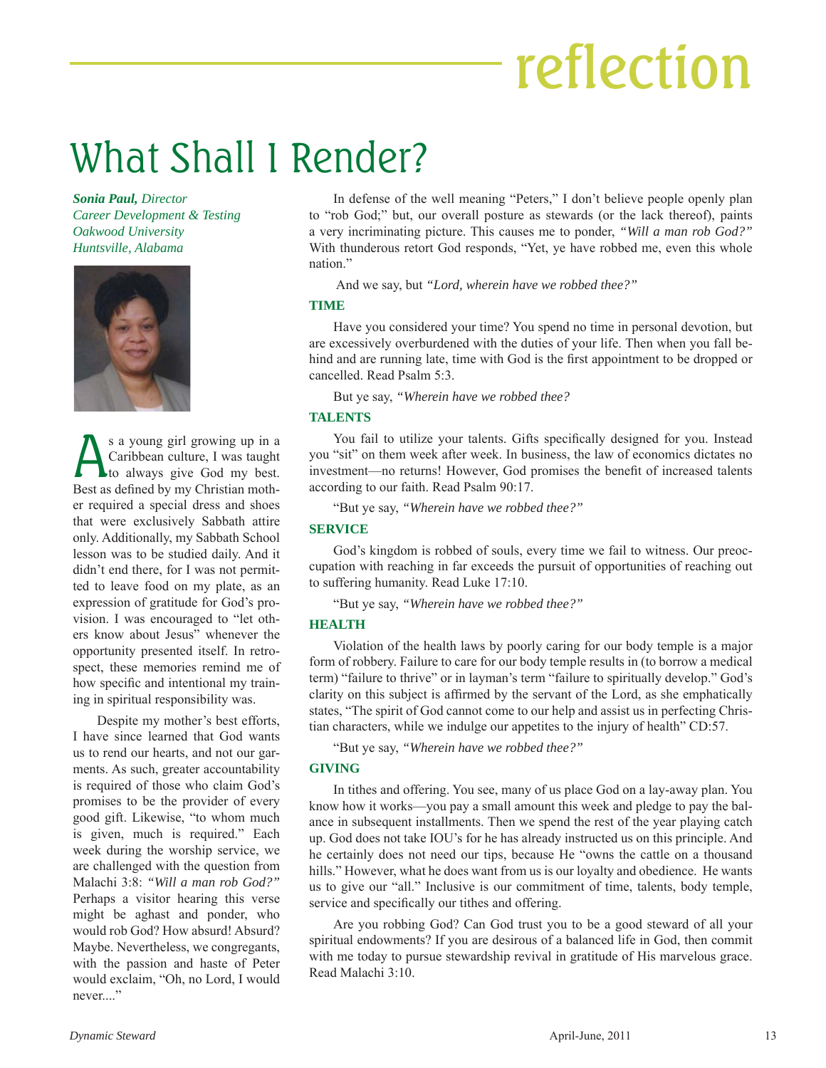# reflection

## What Shall I Render?

***Sonia Paul,*** *Director*
*Career Development & Testing*
*Oakwood University*
*Huntsville, Alabama*

As a young girl growing up in a Caribbean culture, I was taught to always give God my best. Best as defined by my Christian mother required a special dress and shoes that were exclusively Sabbath attire only. Additionally, my Sabbath School lesson was to be studied daily. And it didn't end there, for I was not permitted to leave food on my plate, as an expression of gratitude for God's provision. I was encouraged to "let others know about Jesus" whenever the opportunity presented itself. In retrospect, these memories remind me of how specific and intentional my training in spiritual responsibility was.

Despite my mother's best efforts, I have since learned that God wants us to rend our hearts, and not our garments. As such, greater accountability is required of those who claim God's promises to be the provider of every good gift. Likewise, "to whom much is given, much is required." Each week during the worship service, we are challenged with the question from Malachi 3:8: *"Will a man rob God?"* Perhaps a visitor hearing this verse might be aghast and ponder, who would rob God? How absurd! Absurd? Maybe. Nevertheless, we congregants, with the passion and haste of Peter would exclaim, "Oh, no Lord, I would never...."

In defense of the well meaning "Peters," I don't believe people openly plan to "rob God;" but, our overall posture as stewards (or the lack thereof), paints a very incriminating picture. This causes me to ponder, *"Will a man rob God?"* With thunderous retort God responds, "Yet, ye have robbed me, even this whole nation."

And we say, but *"Lord, wherein have we robbed thee?"*

**TIME**

Have you considered your time? You spend no time in personal devotion, but are excessively overburdened with the duties of your life. Then when you fall behind and are running late, time with God is the first appointment to be dropped or cancelled. Read Psalm 5:3.

But ye say, *"Wherein have we robbed thee?*

**TALENTS**

You fail to utilize your talents. Gifts specifically designed for you. Instead you "sit" on them week after week. In business, the law of economics dictates no investment—no returns! However, God promises the benefit of increased talents according to our faith. Read Psalm 90:17.

"But ye say, *"Wherein have we robbed thee?"*

**SERVICE**

God's kingdom is robbed of souls, every time we fail to witness. Our preoccupation with reaching in far exceeds the pursuit of opportunities of reaching out to suffering humanity. Read Luke 17:10.

"But ye say, *"Wherein have we robbed thee?"*

**HEALTH**

Violation of the health laws by poorly caring for our body temple is a major form of robbery. Failure to care for our body temple results in (to borrow a medical term) "failure to thrive" or in layman's term "failure to spiritually develop." God's clarity on this subject is affirmed by the servant of the Lord, as she emphatically states, "The spirit of God cannot come to our help and assist us in perfecting Christian characters, while we indulge our appetites to the injury of health" CD:57.

"But ye say, *"Wherein have we robbed thee?"*

**GIVING**

In tithes and offering. You see, many of us place God on a lay-away plan. You know how it works—you pay a small amount this week and pledge to pay the balance in subsequent installments. Then we spend the rest of the year playing catch up. God does not take IOU's for he has already instructed us on this principle. And he certainly does not need our tips, because He "owns the cattle on a thousand hills." However, what he does want from us is our loyalty and obedience. He wants us to give our "all." Inclusive is our commitment of time, talents, body temple, service and specifically our tithes and offering.

Are you robbing God? Can God trust you to be a good steward of all your spiritual endowments? If you are desirous of a balanced life in God, then commit with me today to pursue stewardship revival in gratitude of His marvelous grace. Read Malachi 3:10.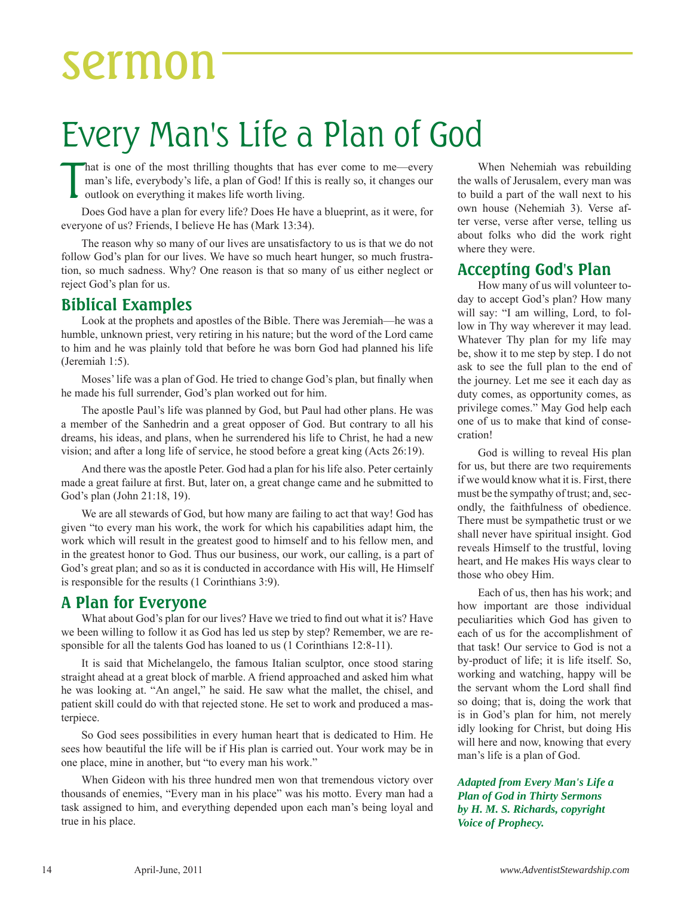# sermon

# Every Man's Life a Plan of God

That is one of the most thrilling thoughts that has ever come to me—every man's life, everybody's life, a plan of God! If this is really so, it changes our outlook on everything it makes life worth living.

Does God have a plan for every life? Does He have a blueprint, as it were, for everyone of us? Friends, I believe He has (Mark 13:34).

The reason why so many of our lives are unsatisfactory to us is that we do not follow God's plan for our lives. We have so much heart hunger, so much frustration, so much sadness. Why? One reason is that so many of us either neglect or reject God's plan for us.

## Biblical Examples

Look at the prophets and apostles of the Bible. There was Jeremiah—he was a humble, unknown priest, very retiring in his nature; but the word of the Lord came to him and he was plainly told that before he was born God had planned his life (Jeremiah 1:5).

Moses' life was a plan of God. He tried to change God's plan, but finally when he made his full surrender, God's plan worked out for him.

The apostle Paul's life was planned by God, but Paul had other plans. He was a member of the Sanhedrin and a great opposer of God. But contrary to all his dreams, his ideas, and plans, when he surrendered his life to Christ, he had a new vision; and after a long life of service, he stood before a great king (Acts 26:19).

And there was the apostle Peter. God had a plan for his life also. Peter certainly made a great failure at first. But, later on, a great change came and he submitted to God's plan (John 21:18, 19).

We are all stewards of God, but how many are failing to act that way! God has given "to every man his work, the work for which his capabilities adapt him, the work which will result in the greatest good to himself and to his fellow men, and in the greatest honor to God. Thus our business, our work, our calling, is a part of God's great plan; and so as it is conducted in accordance with His will, He Himself is responsible for the results (1 Corinthians 3:9).

## A Plan for Everyone

What about God's plan for our lives? Have we tried to find out what it is? Have we been willing to follow it as God has led us step by step? Remember, we are responsible for all the talents God has loaned to us (1 Corinthians 12:8-11).

It is said that Michelangelo, the famous Italian sculptor, once stood staring straight ahead at a great block of marble. A friend approached and asked him what he was looking at. "An angel," he said. He saw what the mallet, the chisel, and patient skill could do with that rejected stone. He set to work and produced a masterpiece.

So God sees possibilities in every human heart that is dedicated to Him. He sees how beautiful the life will be if His plan is carried out. Your work may be in one place, mine in another, but "to every man his work."

When Gideon with his three hundred men won that tremendous victory over thousands of enemies, "Every man in his place" was his motto. Every man had a task assigned to him, and everything depended upon each man's being loyal and true in his place.

When Nehemiah was rebuilding the walls of Jerusalem, every man was to build a part of the wall next to his own house (Nehemiah 3). Verse after verse, verse after verse, telling us about folks who did the work right where they were.

## Accepting God's Plan

How many of us will volunteer today to accept God's plan? How many will say: "I am willing, Lord, to follow in Thy way wherever it may lead. Whatever Thy plan for my life may be, show it to me step by step. I do not ask to see the full plan to the end of the journey. Let me see it each day as duty comes, as opportunity comes, as privilege comes." May God help each one of us to make that kind of consecration!

God is willing to reveal His plan for us, but there are two requirements if we would know what it is. First, there must be the sympathy of trust; and, secondly, the faithfulness of obedience. There must be sympathetic trust or we shall never have spiritual insight. God reveals Himself to the trustful, loving heart, and He makes His ways clear to those who obey Him.

Each of us, then has his work; and how important are those individual peculiarities which God has given to each of us for the accomplishment of that task! Our service to God is not a by-product of life; it is life itself. So, working and watching, happy will be the servant whom the Lord shall find so doing; that is, doing the work that is in God's plan for him, not merely idly looking for Christ, but doing His will here and now, knowing that every man's life is a plan of God.

***Adapted from Every Man's Life a Plan of God in Thirty Sermons by H. M. S. Richards, copyright Voice of Prophecy.***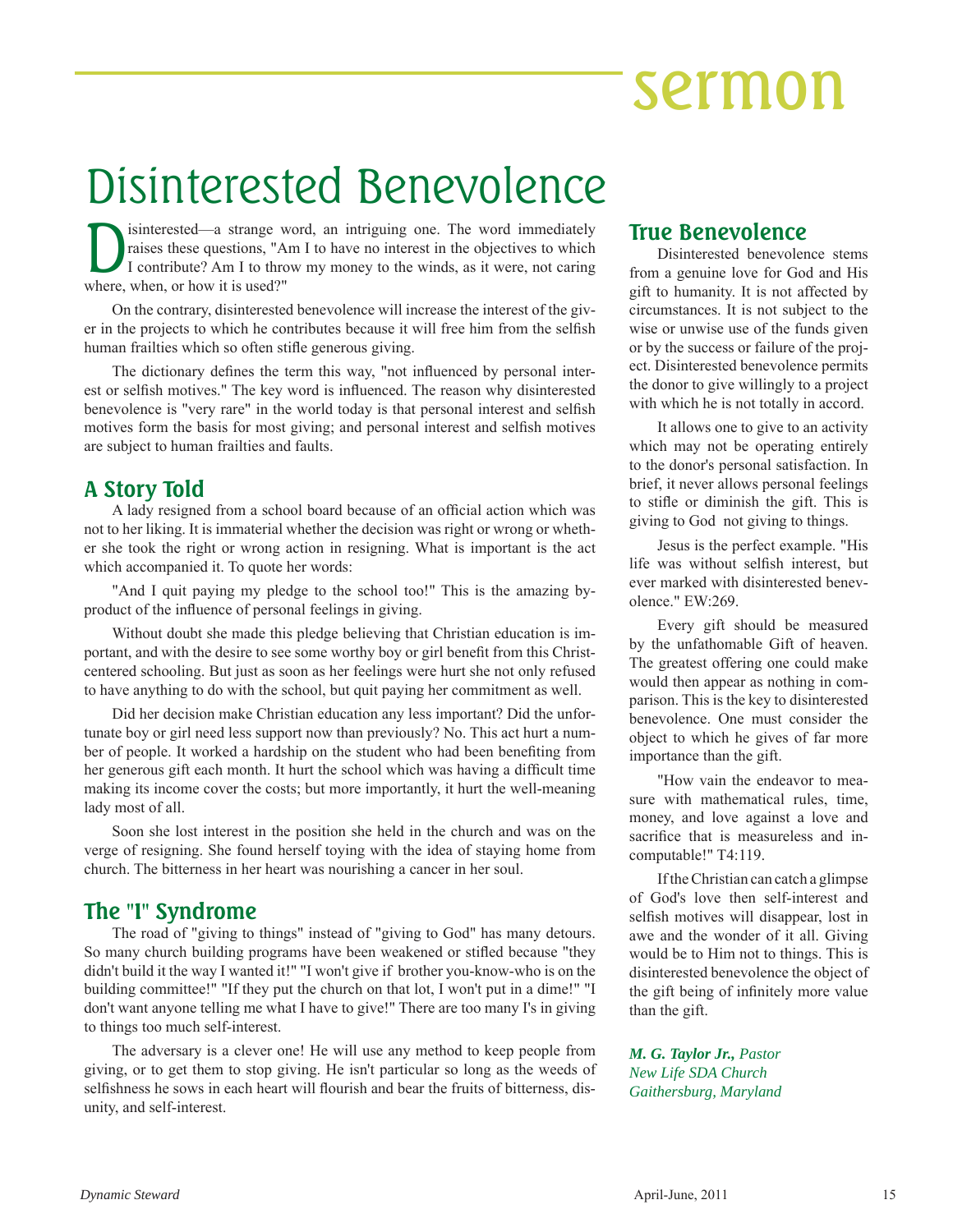# Disinterested Benevolence

Disinterested—a strange word, an intriguing one. The word immediately raises these questions, "Am I to have no interest in the objectives to which I contribute? Am I to throw my money to the winds, as it were, not caring where, when, or how it is used?"

On the contrary, disinterested benevolence will increase the interest of the giver in the projects to which he contributes because it will free him from the selfish human frailties which so often stifle generous giving.

The dictionary defines the term this way, "not influenced by personal interest or selfish motives." The key word is influenced. The reason why disinterested benevolence is "very rare" in the world today is that personal interest and selfish motives form the basis for most giving; and personal interest and selfish motives are subject to human frailties and faults.

## A Story Told

A lady resigned from a school board because of an official action which was not to her liking. It is immaterial whether the decision was right or wrong or whether she took the right or wrong action in resigning. What is important is the act which accompanied it. To quote her words:

"And I quit paying my pledge to the school too!" This is the amazing by-product of the influence of personal feelings in giving.

Without doubt she made this pledge believing that Christian education is important, and with the desire to see some worthy boy or girl benefit from this Christ-centered schooling. But just as soon as her feelings were hurt she not only refused to have anything to do with the school, but quit paying her commitment as well.

Did her decision make Christian education any less important? Did the unfortunate boy or girl need less support now than previously? No. This act hurt a number of people. It worked a hardship on the student who had been benefiting from her generous gift each month. It hurt the school which was having a difficult time making its income cover the costs; but more importantly, it hurt the well-meaning lady most of all.

Soon she lost interest in the position she held in the church and was on the verge of resigning. She found herself toying with the idea of staying home from church. The bitterness in her heart was nourishing a cancer in her soul.

## The "I" Syndrome

The road of "giving to things" instead of "giving to God" has many detours. So many church building programs have been weakened or stifled because "they didn't build it the way I wanted it!" "I won't give if brother you-know-who is on the building committee!" "If they put the church on that lot, I won't put in a dime!" "I don't want anyone telling me what I have to give!" There are too many I's in giving to things too much self-interest.

The adversary is a clever one! He will use any method to keep people from giving, or to get them to stop giving. He isn't particular so long as the weeds of selfishness he sows in each heart will flourish and bear the fruits of bitterness, disunity, and self-interest.

## True Benevolence

Disinterested benevolence stems from a genuine love for God and His gift to humanity. It is not affected by circumstances. It is not subject to the wise or unwise use of the funds given or by the success or failure of the project. Disinterested benevolence permits the donor to give willingly to a project with which he is not totally in accord.

It allows one to give to an activity which may not be operating entirely to the donor's personal satisfaction. In brief, it never allows personal feelings to stifle or diminish the gift. This is giving to God not giving to things.

Jesus is the perfect example. "His life was without selfish interest, but ever marked with disinterested benevolence." EW:269.

Every gift should be measured by the unfathomable Gift of heaven. The greatest offering one could make would then appear as nothing in comparison. This is the key to disinterested benevolence. One must consider the object to which he gives of far more importance than the gift.

"How vain the endeavor to measure with mathematical rules, time, money, and love against a love and sacrifice that is measureless and incomputable!" T4:119.

If the Christian can catch a glimpse of God's love then self-interest and selfish motives will disappear, lost in awe and the wonder of it all. Giving would be to Him not to things. This is disinterested benevolence the object of the gift being of infinitely more value than the gift.

***M. G. Taylor Jr.,*** *Pastor*
*New Life SDA Church*
*Gaithersburg, Maryland*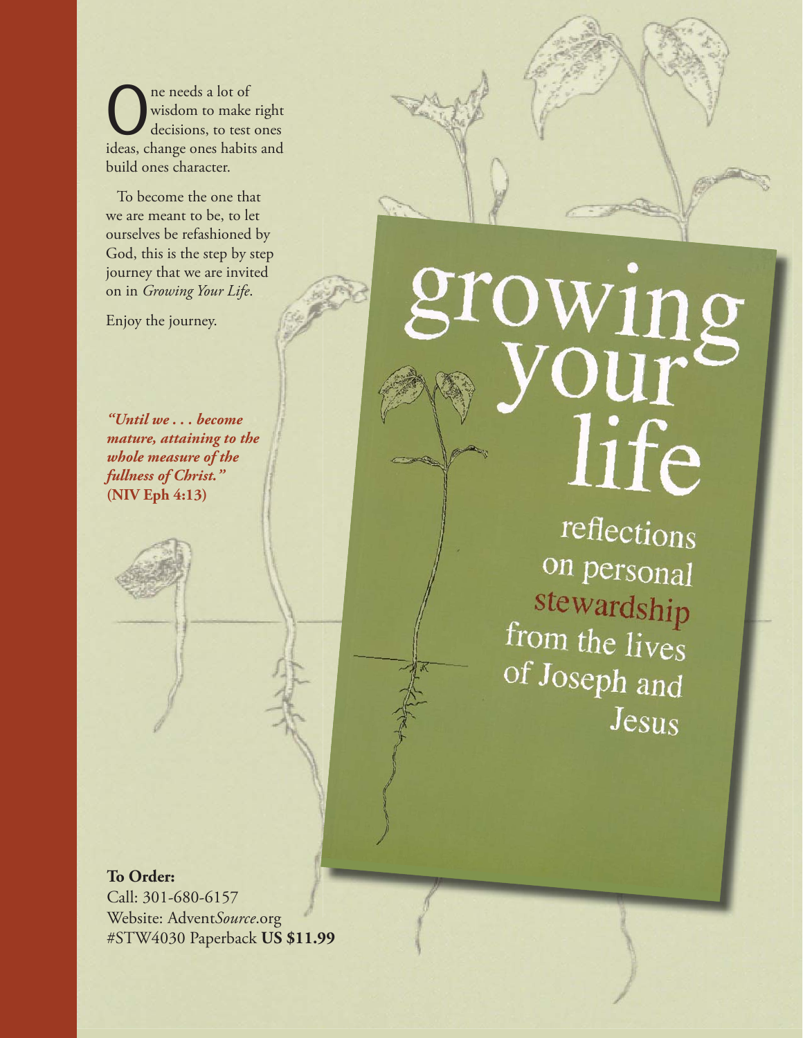One needs a lot of wisdom to make right decisions, to test ones ideas, change ones habits and build ones character.

To become the one that we are meant to be, to let ourselves be refashioned by God, this is the step by step journey that we are invited on in *Growing Your Life*.

Enjoy the journey.

***"Until we . . . become mature, attaining to the whole measure of the fullness of Christ."***
**(NIV Eph 4:13)**

# growing your life

reflections on personal stewardship from the lives of Joseph and Jesus

**To Order:**
Call: 301-680-6157
Website: Advent*Source*.org
#STW4030 Paperback **US $11.99**